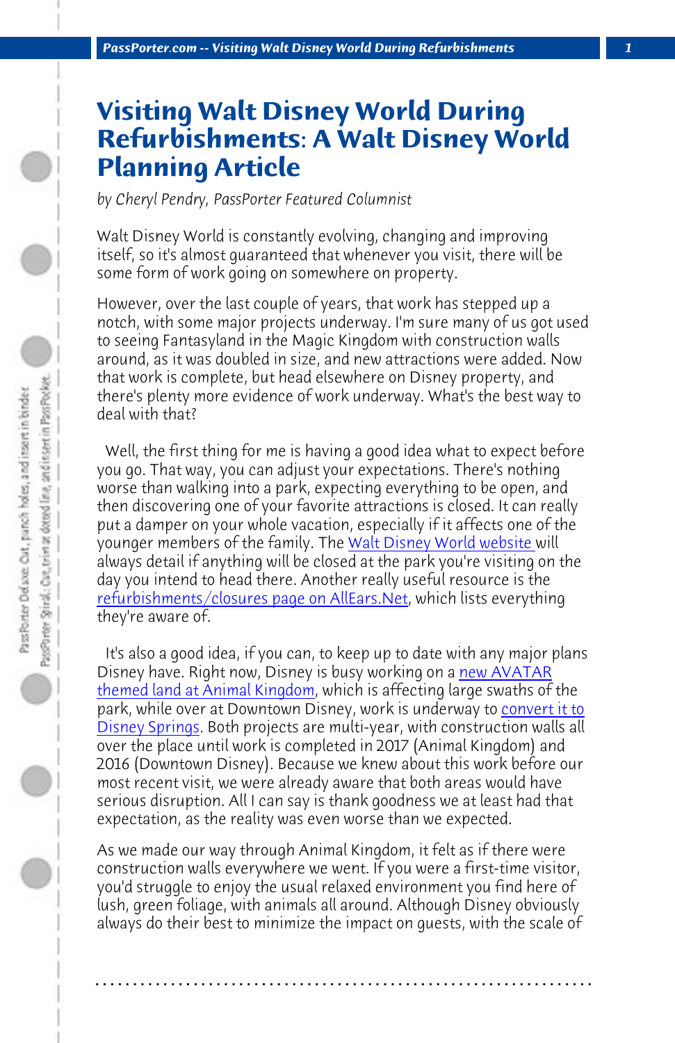# Visiting Walt Disney World During Refurbishments: A Walt Disney World Planning Article

*by Cheryl Pendry, PassPorter Featured Columnist*

Walt Disney World is constantly evolving, changing and improving itself, so it's almost guaranteed that whenever you visit, there will be some form of work going on somewhere on property.

However, over the last couple of years, that work has stepped up a notch, with some major projects underway. I'm sure many of us got used to seeing Fantasyland in the Magic Kingdom with construction walls around, as it was doubled in size, and new attractions were added. Now that work is complete, but head elsewhere on Disney property, and there's plenty more evidence of work underway. What's the best way to deal with that?

Well, the first thing for me is having a good idea what to expect before you go. That way, you can adjust your expectations. There's nothing worse than walking into a park, expecting everything to be open, and then discovering one of your favorite attractions is closed. It can really put a damper on your whole vacation, especially if it affects one of the younger members of the family. The Walt Disney World website will always detail if anything will be closed at the park you're visiting on the day you intend to head there. Another really useful resource is the refurbishments/closures page on AllEars.Net, which lists everything they're aware of.

It's also a good idea, if you can, to keep up to date with any major plans Disney have. Right now, Disney is busy working on a new AVATAR themed land at Animal Kingdom, which is affecting large swaths of the park, while over at Downtown Disney, work is underway to convert it to Disney Springs. Both projects are multi-year, with construction walls all over the place until work is completed in 2017 (Animal Kingdom) and 2016 (Downtown Disney). Because we knew about this work before our most recent visit, we were already aware that both areas would have serious disruption. All I can say is thank goodness we at least had that expectation, as the reality was even worse than we expected.

As we made our way through Animal Kingdom, it felt as if there were construction walls everywhere we went. If you were a first-time visitor, you'd struggle to enjoy the usual relaxed environment you find here of lush, green foliage, with animals all around. Although Disney obviously always do their best to minimize the impact on guests, with the scale of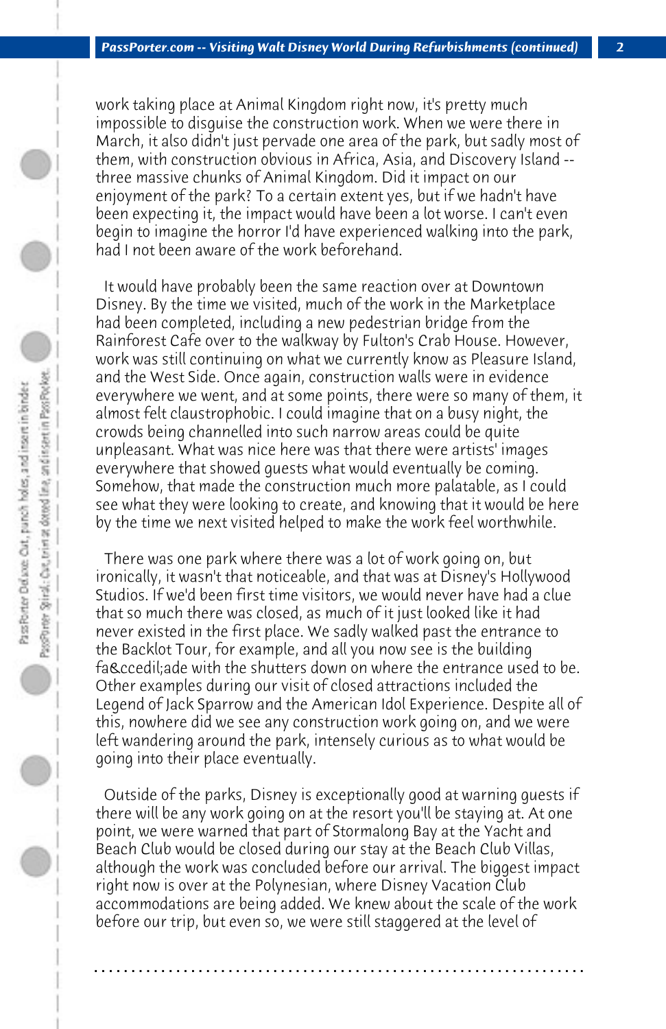work taking place at Animal Kingdom right now, it's pretty much impossible to disguise the construction work. When we were there in March, it also didn't just pervade one area of the park, but sadly most of them, with construction obvious in Africa, Asia, and Discovery Island -- three massive chunks of Animal Kingdom. Did it impact on our enjoyment of the park? To a certain extent yes, but if we hadn't have been expecting it, the impact would have been a lot worse. I can't even begin to imagine the horror I'd have experienced walking into the park, had I not been aware of the work beforehand.

It would have probably been the same reaction over at Downtown Disney. By the time we visited, much of the work in the Marketplace had been completed, including a new pedestrian bridge from the Rainforest Cafe over to the walkway by Fulton's Crab House. However, work was still continuing on what we currently know as Pleasure Island, and the West Side. Once again, construction walls were in evidence everywhere we went, and at some points, there were so many of them, it almost felt claustrophobic. I could imagine that on a busy night, the crowds being channelled into such narrow areas could be quite unpleasant. What was nice here was that there were artists' images everywhere that showed guests what would eventually be coming. Somehow, that made the construction much more palatable, as I could see what they were looking to create, and knowing that it would be here by the time we next visited helped to make the work feel worthwhile.

There was one park where there was a lot of work going on, but ironically, it wasn't that noticeable, and that was at Disney's Hollywood Studios. If we'd been first time visitors, we would never have had a clue that so much there was closed, as much of it just looked like it had never existed in the first place. We sadly walked past the entrance to the Backlot Tour, for example, and all you now see is the building fa&ccedil;ade with the shutters down on where the entrance used to be. Other examples during our visit of closed attractions included the Legend of Jack Sparrow and the American Idol Experience. Despite all of this, nowhere did we see any construction work going on, and we were left wandering around the park, intensely curious as to what would be going into their place eventually.

Outside of the parks, Disney is exceptionally good at warning guests if there will be any work going on at the resort you'll be staying at. At one point, we were warned that part of Stormalong Bay at the Yacht and Beach Club would be closed during our stay at the Beach Club Villas, although the work was concluded before our arrival. The biggest impact right now is over at the Polynesian, where Disney Vacation Club accommodations are being added. We knew about the scale of the work before our trip, but even so, we were still staggered at the level of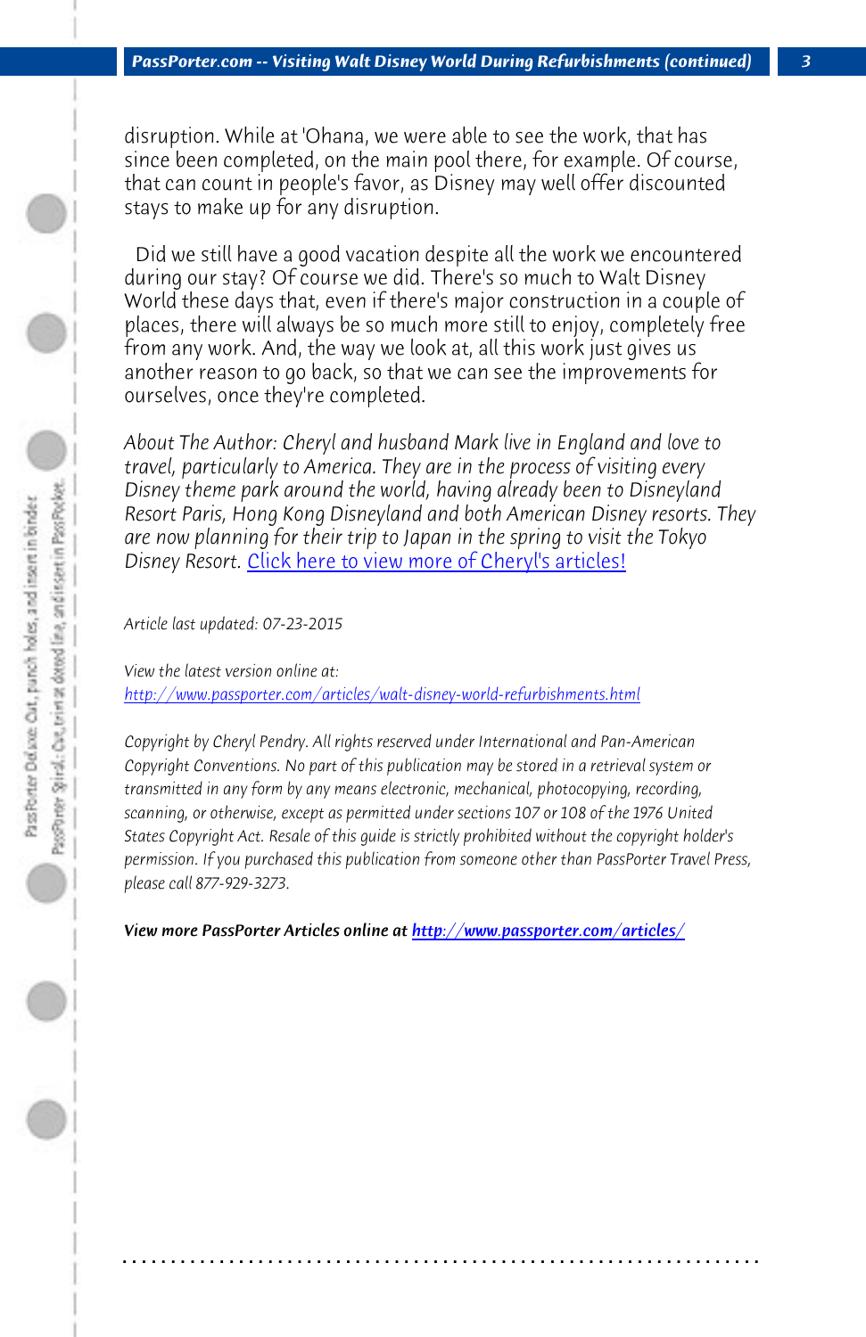disruption. While at 'Ohana, we were able to see the work, that has since been completed, on the main pool there, for example. Of course, that can count in people's favor, as Disney may well offer discounted stays to make up for any disruption.

Did we still have a good vacation despite all the work we encountered during our stay? Of course we did. There's so much to Walt Disney World these days that, even if there's major construction in a couple of places, there will always be so much more still to enjoy, completely free from any work. And, the way we look at, all this work just gives us another reason to go back, so that we can see the improvements for ourselves, once they're completed.

*About The Author: Cheryl and husband Mark live in England and love to travel, particularly to America. They are in the process of visiting every Disney theme park around the world, having already been to Disneyland Resort Paris, Hong Kong Disneyland and both American Disney resorts. They are now planning for their trip to Japan in the spring to visit the Tokyo Disney Resort.* Click here to view more of Cheryl's articles!

*Article last updated: 07-23-2015*

*View the latest version online at:*
*http://www.passporter.com/articles/walt-disney-world-refurbishments.html*

*Copyright by Cheryl Pendry. All rights reserved under International and Pan-American Copyright Conventions. No part of this publication may be stored in a retrieval system or transmitted in any form by any means electronic, mechanical, photocopying, recording, scanning, or otherwise, except as permitted under sections 107 or 108 of the 1976 United States Copyright Act. Resale of this guide is strictly prohibited without the copyright holder's permission. If you purchased this publication from someone other than PassPorter Travel Press, please call 877-929-3273.*

***View more PassPorter Articles online at http://www.passporter.com/articles/***